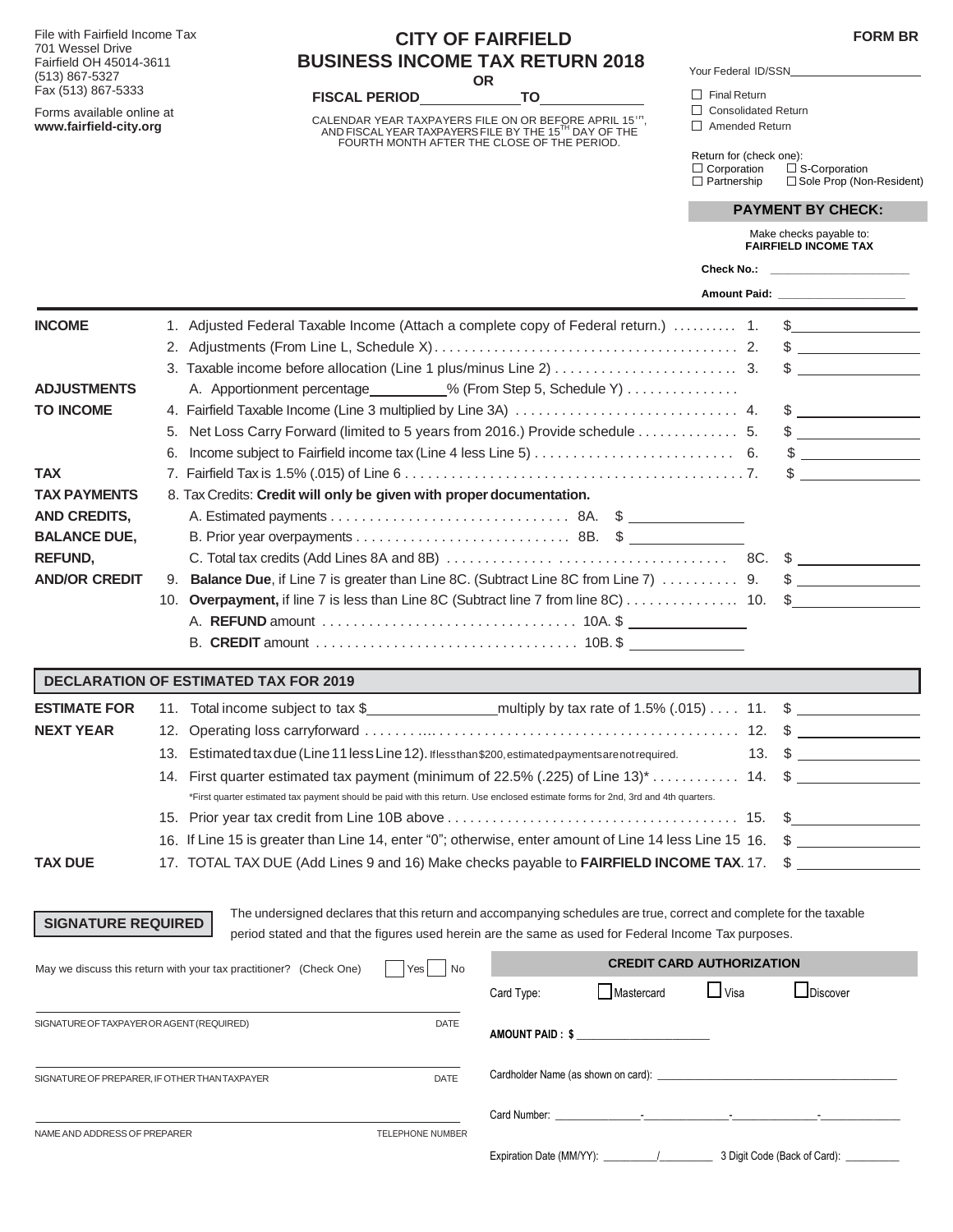File with Fairfield Income Tax
701 Wessel Drive
Fairfield OH 45014-3611
(513) 867-5327
Fax (513) 867-5333

Forms available online at
**www.fairfield-city.org**

# CITY OF FAIRFIELD
# BUSINESS INCOME TAX RETURN 2018

**OR**

**FISCAL PERIOD** \_\_\_\_\_\_\_\_\_\_ **TO** \_\_\_\_\_\_\_\_\_\_

CALENDAR YEAR TAXPAYERS FILE ON OR BEFORE APRIL 15TH, AND FISCAL YEAR TAXPAYERS FILE BY THE 15TH DAY OF THE FOURTH MONTH AFTER THE CLOSE OF THE PERIOD.

**FORM BR**

Your Federal ID/SSN\_\_\_\_\_\_\_\_\_\_\_\_

☐ Final Return
☐ Consolidated Return
☐ Amended Return

Return for (check one):
☐ Corporation ☐ S-Corporation
☐ Partnership ☐ Sole Prop (Non-Resident)

**PAYMENT BY CHECK:**

Make checks payable to:
**FAIRFIELD INCOME TAX**

**Check No.:** \_\_\_\_\_\_\_\_\_\_\_\_

**Amount Paid:** \_\_\_\_\_\_\_\_\_\_\_\_

| | | | |
|---|---|---|---|
| **INCOME** | 1. Adjusted Federal Taxable Income (Attach a complete copy of Federal return.) | 1. | $ |
| | 2. Adjustments (From Line L, Schedule X) | 2. | $ |
| | 3. Taxable income before allocation (Line 1 plus/minus Line 2) | 3. | $ |
| **ADJUSTMENTS** | A. Apportionment percentage \_\_\_\_\_\_ % (From Step 5, Schedule Y) | | |
| **TO INCOME** | 4. Fairfield Taxable Income (Line 3 multiplied by Line 3A) | 4. | $ |
| | 5. Net Loss Carry Forward (limited to 5 years from 2016.) Provide schedule | 5. | $ |
| | 6. Income subject to Fairfield income tax (Line 4 less Line 5) | 6. | $ |
| **TAX** | 7. Fairfield Tax is 1.5% (.015) of Line 6 | 7. | $ |
| **TAX PAYMENTS** | 8. Tax Credits: **Credit will only be given with proper documentation.** | | |
| **AND CREDITS,** | A. Estimated payments ... 8A. $ | | |
| **BALANCE DUE,** | B. Prior year overpayments ... 8B. $ | | |
| **REFUND,** | C. Total tax credits (Add Lines 8A and 8B) | 8C. | $ |
| **AND/OR CREDIT** | 9. **Balance Due**, if Line 7 is greater than Line 8C. (Subtract Line 8C from Line 7) | 9. | $ |
| | 10. **Overpayment,** if line 7 is less than Line 8C (Subtract line 7 from line 8C) | 10. | $ |
| | A. **REFUND** amount ... 10A. $ | | |
| | B. **CREDIT** amount ... 10B. $ | | |

## DECLARATION OF ESTIMATED TAX FOR 2019

| | | | |
|---|---|---|---|
| **ESTIMATE FOR** | 11. Total income subject to tax $\_\_\_\_\_\_\_\_ multiply by tax rate of 1.5% (.015) | 11. | $ |
| **NEXT YEAR** | 12. Operating loss carryforward | 12. | $ |
| | 13. Estimated tax due (Line 11 less Line 12). If less than $200, estimated payments are not required. | 13. | $ |
| | 14. First quarter estimated tax payment (minimum of 22.5% (.225) of Line 13)* | 14. | $ |
| | *First quarter estimated tax payment should be paid with this return. Use enclosed estimate forms for 2nd, 3rd and 4th quarters. | | |
| | 15. Prior year tax credit from Line 10B above | 15. | $ |
| | 16. If Line 15 is greater than Line 14, enter "0"; otherwise, enter amount of Line 14 less Line 15 | 16. | $ |
| **TAX DUE** | 17. TOTAL TAX DUE (Add Lines 9 and 16) Make checks payable to **FAIRFIELD INCOME TAX**. | 17. | $ |

**SIGNATURE REQUIRED**

The undersigned declares that this return and accompanying schedules are true, correct and complete for the taxable period stated and that the figures used herein are the same as used for Federal Income Tax purposes.

May we discuss this return with your tax practitioner? (Check One) ☐ Yes ☐ No

\_\_\_\_\_\_\_\_\_\_\_\_
SIGNATURE OF TAXPAYER OR AGENT (REQUIRED) DATE

\_\_\_\_\_\_\_\_\_\_\_\_
SIGNATURE OF PREPARER, IF OTHER THAN TAXPAYER DATE

\_\_\_\_\_\_\_\_\_\_\_\_
NAME AND ADDRESS OF PREPARER TELEPHONE NUMBER

**CREDIT CARD AUTHORIZATION**

Card Type: ☐ Mastercard ☐ Visa ☐ Discover

**AMOUNT PAID : $** \_\_\_\_\_\_\_\_\_\_

Cardholder Name (as shown on card): \_\_\_\_\_\_\_\_\_\_\_\_

Card Number: \_\_\_\_\_\_-\_\_\_\_\_\_-\_\_\_\_\_\_-\_\_\_\_\_\_

Expiration Date (MM/YY): \_\_\_\_\_/\_\_\_\_\_ 3 Digit Code (Back of Card): \_\_\_\_\_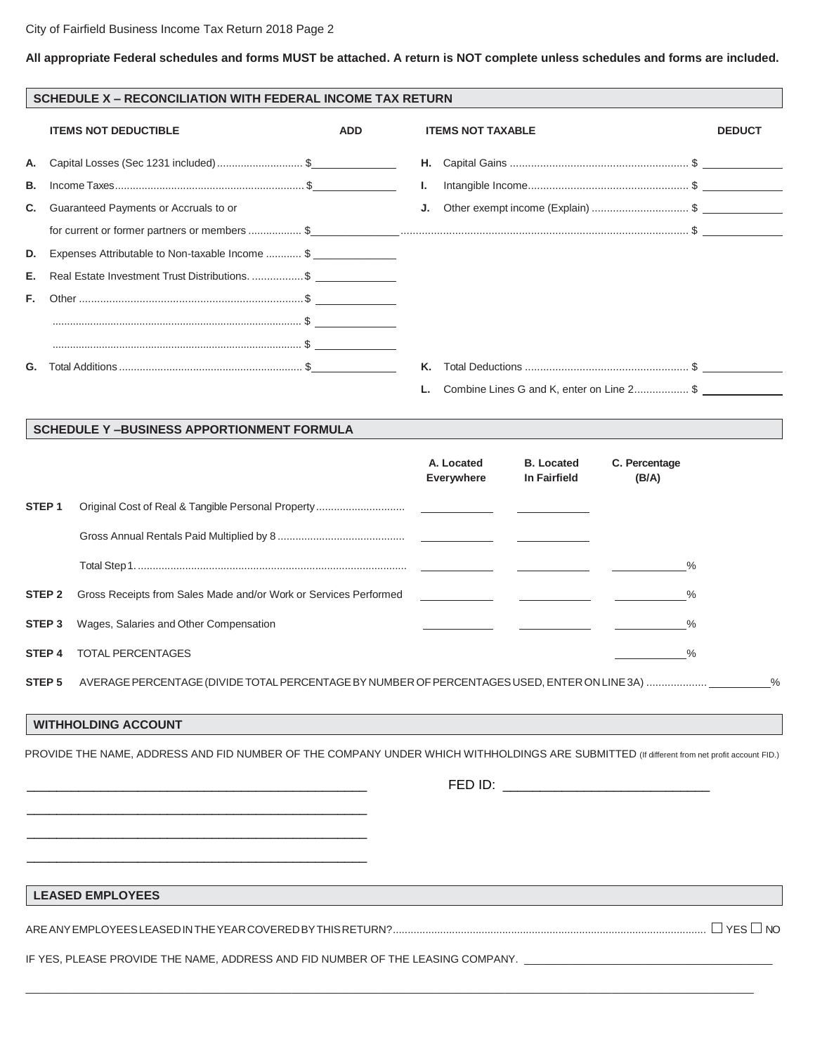City of Fairfield Business Income Tax Return 2018 Page 2

**All appropriate Federal schedules and forms MUST be attached. A return is NOT complete unless schedules and forms are included.**

## SCHEDULE X – RECONCILIATION WITH FEDERAL INCOME TAX RETURN

| ITEMS NOT DEDUCTIBLE | ADD | ITEMS NOT TAXABLE | DEDUCT |
|---|---|---|---|
| **A.** Capital Losses (Sec 1231 included) | $ | **H.** Capital Gains | $ |
| **B.** Income Taxes | $ | **I.** Intangible Income | $ |
| **C.** Guaranteed Payments or Accruals to or | | **J.** Other exempt income (Explain) | $ |
| for current or former partners or members | $ | | $ |
| **D.** Expenses Attributable to Non-taxable Income | $ | | |
| **E.** Real Estate Investment Trust Distributions. | $ | | |
| **F.** Other | $ | | |
| | $ | | |
| | $ | | |
| **G.** Total Additions | $ | **K.** Total Deductions | $ |
| | | **L.** Combine Lines G and K, enter on Line 2 | $ |

## SCHEDULE Y –BUSINESS APPORTIONMENT FORMULA

| | | A. Located Everywhere | B. Located In Fairfield | C. Percentage (B/A) |
|---|---|---|---|---|
| **STEP 1** | Original Cost of Real & Tangible Personal Property | | | |
| | Gross Annual Rentals Paid Multiplied by 8 | | | |
| | Total Step 1. | | | % |
| **STEP 2** | Gross Receipts from Sales Made and/or Work or Services Performed | | | % |
| **STEP 3** | Wages, Salaries and Other Compensation | | | % |
| **STEP 4** | TOTAL PERCENTAGES | | | % |

**STEP 5** AVERAGE PERCENTAGE (DIVIDE TOTAL PERCENTAGE BY NUMBER OF PERCENTAGES USED, ENTER ON LINE 3A) .................... ________%

## WITHHOLDING ACCOUNT

PROVIDE THE NAME, ADDRESS AND FID NUMBER OF THE COMPANY UNDER WHICH WITHHOLDINGS ARE SUBMITTED (If different from net profit account FID.)

_______________________________________ FED ID: ___________________________

_______________________________________

_______________________________________

_______________________________________

## LEASED EMPLOYEES

ARE ANY EMPLOYEES LEASED IN THE YEAR COVERED BY THIS RETURN? ☐ YES ☐ NO

IF YES, PLEASE PROVIDE THE NAME, ADDRESS AND FID NUMBER OF THE LEASING COMPANY. _______________________________________

_______________________________________________________________________________